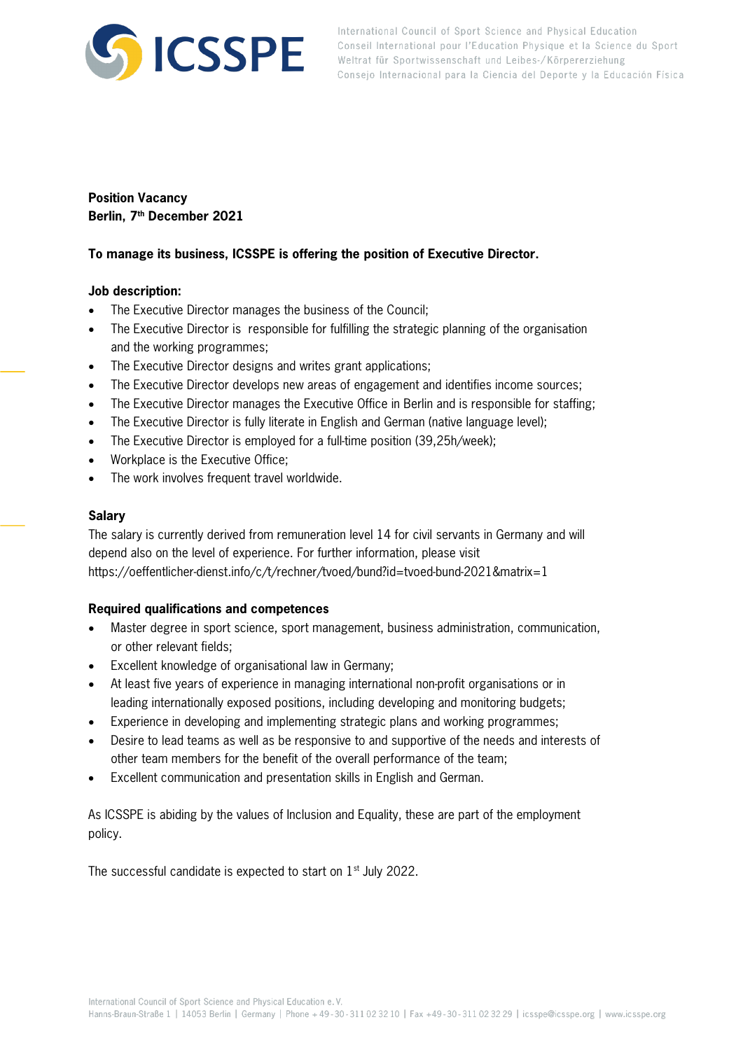**Position Vacancy**
**Berlin, 7th December 2021**

**To manage its business, ICSSPE is offering the position of Executive Director.**

**Job description:**

- The Executive Director manages the business of the Council;
- The Executive Director is responsible for fulfilling the strategic planning of the organisation and the working programmes;
- The Executive Director designs and writes grant applications;
- The Executive Director develops new areas of engagement and identifies income sources;
- The Executive Director manages the Executive Office in Berlin and is responsible for staffing;
- The Executive Director is fully literate in English and German (native language level);
- The Executive Director is employed for a full-time position (39,25h/week);
- Workplace is the Executive Office;
- The work involves frequent travel worldwide.

**Salary**

The salary is currently derived from remuneration level 14 for civil servants in Germany and will depend also on the level of experience. For further information, please visit https://oeffentlicher-dienst.info/c/t/rechner/tvoed/bund?id=tvoed-bund-2021&matrix=1

**Required qualifications and competences**

- Master degree in sport science, sport management, business administration, communication, or other relevant fields;
- Excellent knowledge of organisational law in Germany;
- At least five years of experience in managing international non-profit organisations or in leading internationally exposed positions, including developing and monitoring budgets;
- Experience in developing and implementing strategic plans and working programmes;
- Desire to lead teams as well as be responsive to and supportive of the needs and interests of other team members for the benefit of the overall performance of the team;
- Excellent communication and presentation skills in English and German.

As ICSSPE is abiding by the values of Inclusion and Equality, these are part of the employment policy.

The successful candidate is expected to start on 1st July 2022.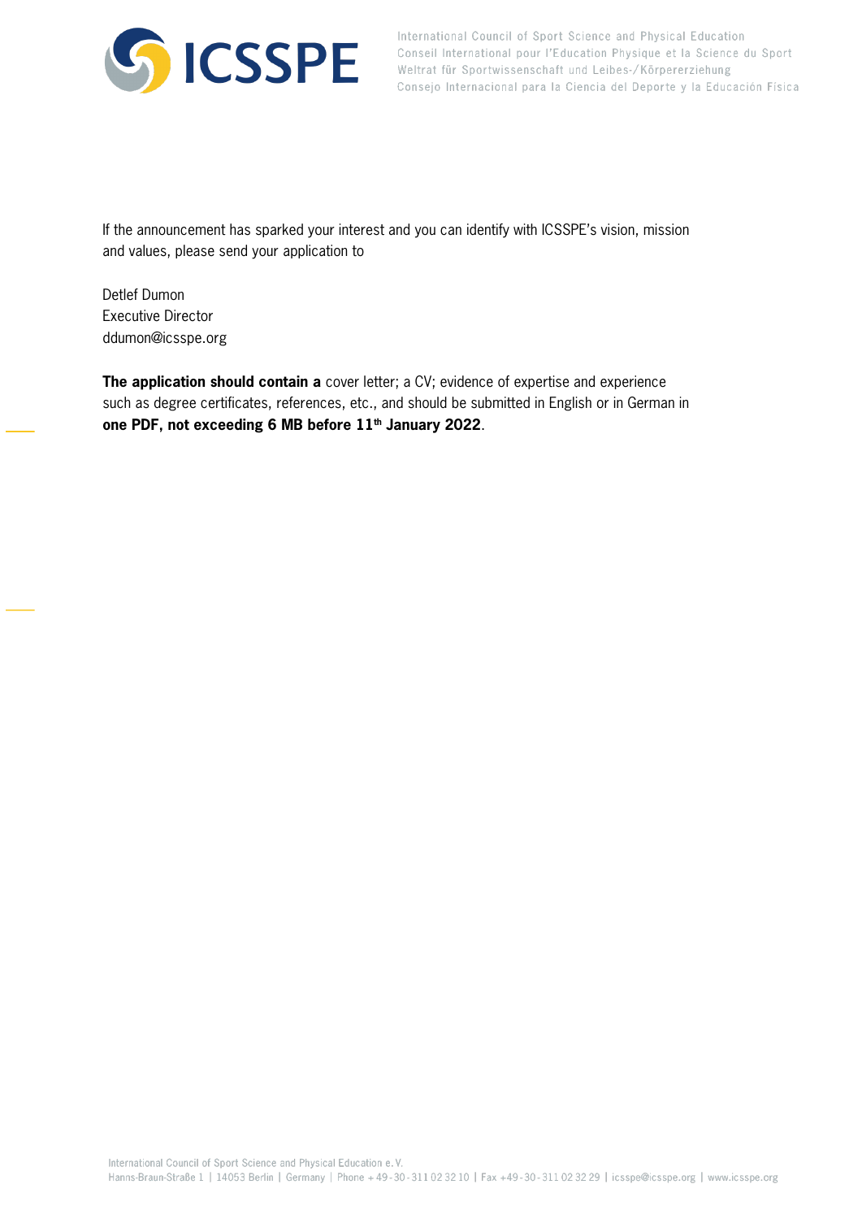If the announcement has sparked your interest and you can identify with ICSSPE's vision, mission and values, please send your application to

Detlef Dumon  
Executive Director  
ddumon@icsspe.org

**The application should contain a** cover letter; a CV; evidence of expertise and experience such as degree certificates, references, etc., and should be submitted in English or in German in **one PDF, not exceeding 6 MB before 11th January 2022**.